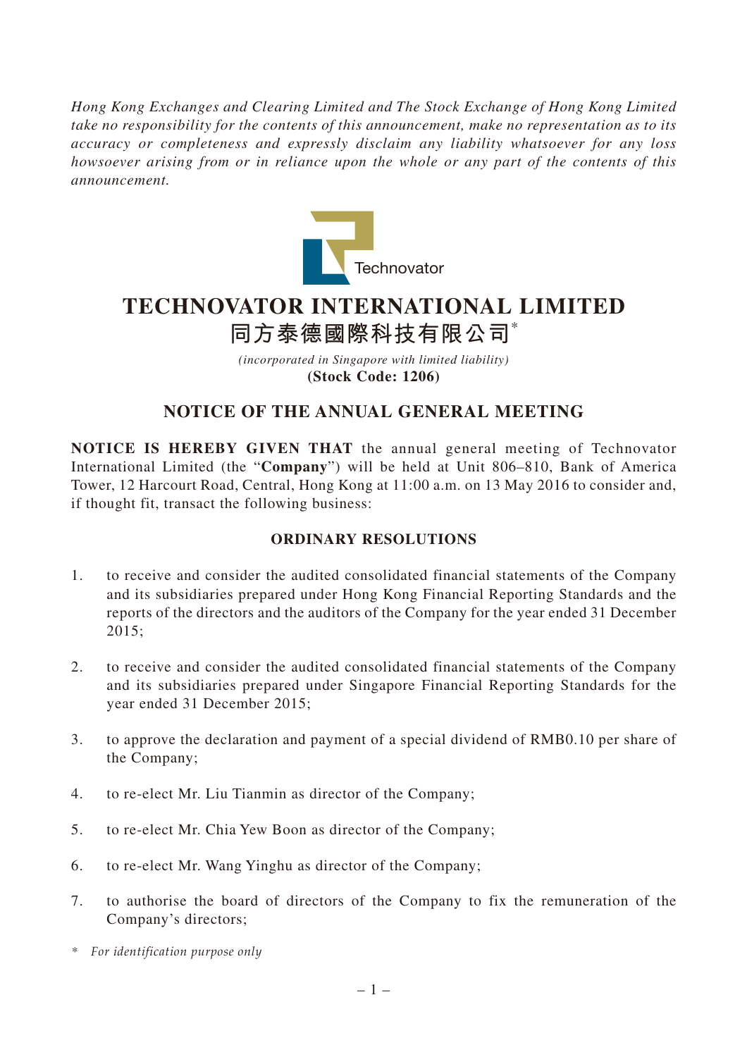*Hong Kong Exchanges and Clearing Limited and The Stock Exchange of Hong Kong Limited take no responsibility for the contents of this announcement, make no representation as to its accuracy or completeness and expressly disclaim any liability whatsoever for any loss howsoever arising from or in reliance upon the whole or any part of the contents of this announcement.*

Technovator

# TECHNOVATOR INTERNATIONAL LIMITED
# 同方泰德國際科技有限公司*

*(incorporated in Singapore with limited liability)*
**(Stock Code: 1206)**

## NOTICE OF THE ANNUAL GENERAL MEETING

**NOTICE IS HEREBY GIVEN THAT** the annual general meeting of Technovator International Limited (the "**Company**") will be held at Unit 806–810, Bank of America Tower, 12 Harcourt Road, Central, Hong Kong at 11:00 a.m. on 13 May 2016 to consider and, if thought fit, transact the following business:

### ORDINARY RESOLUTIONS

1. to receive and consider the audited consolidated financial statements of the Company and its subsidiaries prepared under Hong Kong Financial Reporting Standards and the reports of the directors and the auditors of the Company for the year ended 31 December 2015;

2. to receive and consider the audited consolidated financial statements of the Company and its subsidiaries prepared under Singapore Financial Reporting Standards for the year ended 31 December 2015;

3. to approve the declaration and payment of a special dividend of RMB0.10 per share of the Company;

4. to re-elect Mr. Liu Tianmin as director of the Company;

5. to re-elect Mr. Chia Yew Boon as director of the Company;

6. to re-elect Mr. Wang Yinghu as director of the Company;

7. to authorise the board of directors of the Company to fix the remuneration of the Company's directors;

\* *For identification purpose only*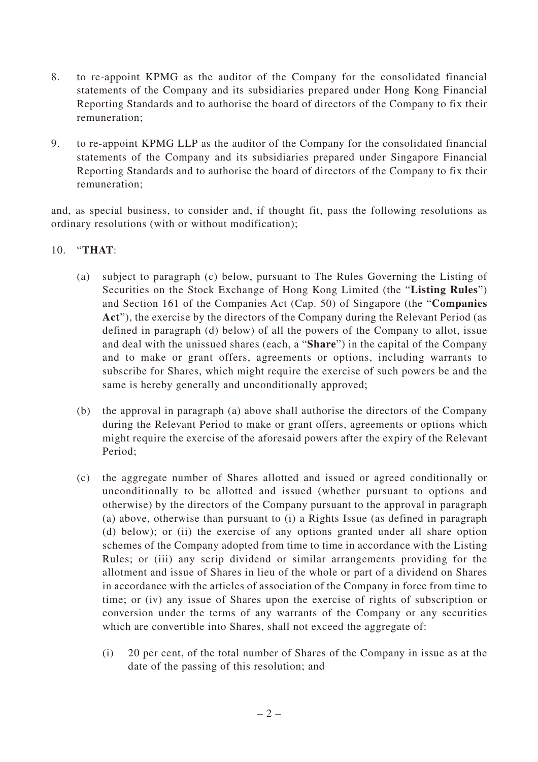8. to re-appoint KPMG as the auditor of the Company for the consolidated financial statements of the Company and its subsidiaries prepared under Hong Kong Financial Reporting Standards and to authorise the board of directors of the Company to fix their remuneration;

9. to re-appoint KPMG LLP as the auditor of the Company for the consolidated financial statements of the Company and its subsidiaries prepared under Singapore Financial Reporting Standards and to authorise the board of directors of the Company to fix their remuneration;

and, as special business, to consider and, if thought fit, pass the following resolutions as ordinary resolutions (with or without modification);

10. "**THAT**:

    (a) subject to paragraph (c) below, pursuant to The Rules Governing the Listing of Securities on the Stock Exchange of Hong Kong Limited (the "**Listing Rules**") and Section 161 of the Companies Act (Cap. 50) of Singapore (the "**Companies Act**"), the exercise by the directors of the Company during the Relevant Period (as defined in paragraph (d) below) of all the powers of the Company to allot, issue and deal with the unissued shares (each, a "**Share**") in the capital of the Company and to make or grant offers, agreements or options, including warrants to subscribe for Shares, which might require the exercise of such powers be and the same is hereby generally and unconditionally approved;

    (b) the approval in paragraph (a) above shall authorise the directors of the Company during the Relevant Period to make or grant offers, agreements or options which might require the exercise of the aforesaid powers after the expiry of the Relevant Period;

    (c) the aggregate number of Shares allotted and issued or agreed conditionally or unconditionally to be allotted and issued (whether pursuant to options and otherwise) by the directors of the Company pursuant to the approval in paragraph (a) above, otherwise than pursuant to (i) a Rights Issue (as defined in paragraph (d) below); or (ii) the exercise of any options granted under all share option schemes of the Company adopted from time to time in accordance with the Listing Rules; or (iii) any scrip dividend or similar arrangements providing for the allotment and issue of Shares in lieu of the whole or part of a dividend on Shares in accordance with the articles of association of the Company in force from time to time; or (iv) any issue of Shares upon the exercise of rights of subscription or conversion under the terms of any warrants of the Company or any securities which are convertible into Shares, shall not exceed the aggregate of:

        (i) 20 per cent, of the total number of Shares of the Company in issue as at the date of the passing of this resolution; and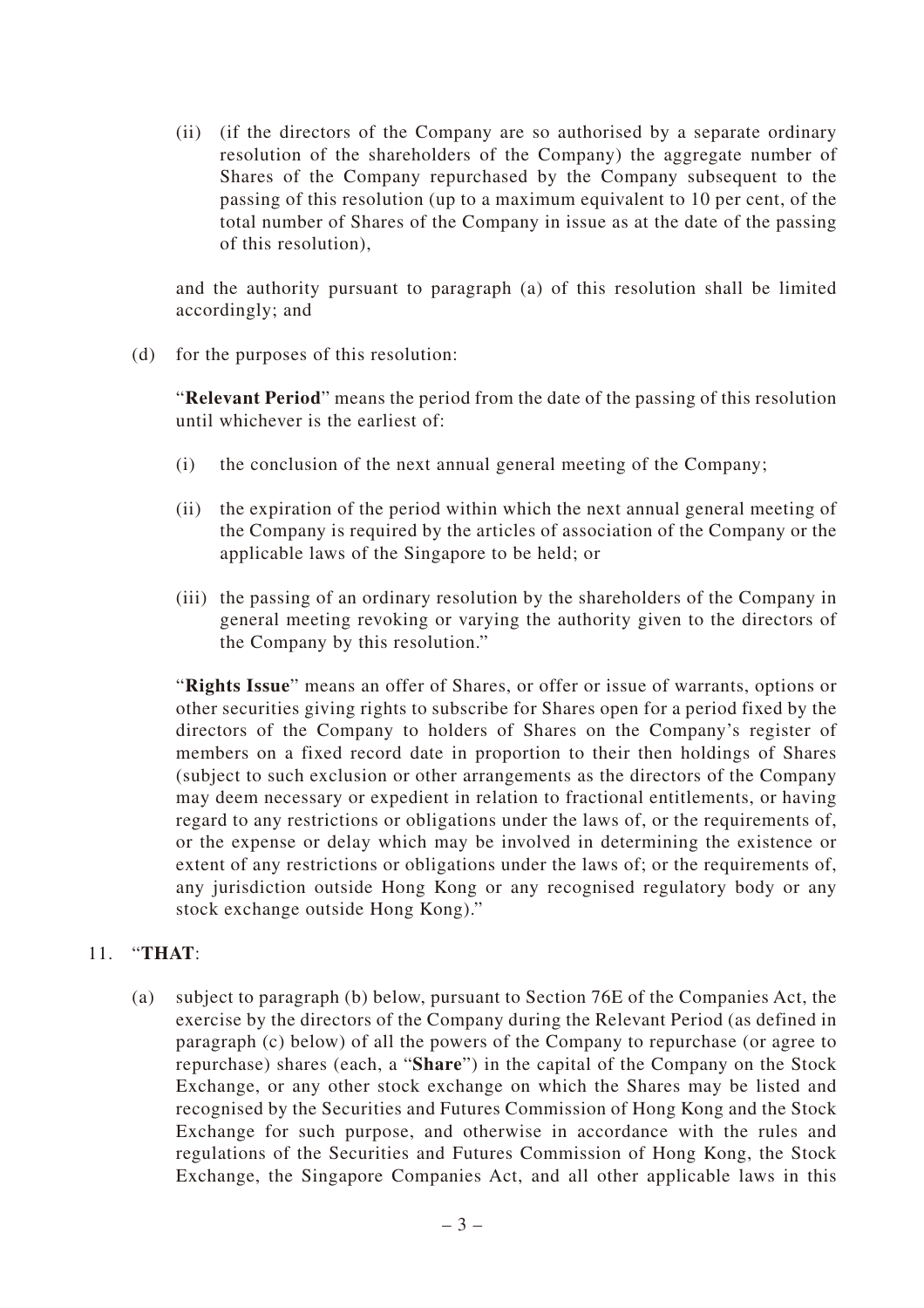(ii) (if the directors of the Company are so authorised by a separate ordinary resolution of the shareholders of the Company) the aggregate number of Shares of the Company repurchased by the Company subsequent to the passing of this resolution (up to a maximum equivalent to 10 per cent, of the total number of Shares of the Company in issue as at the date of the passing of this resolution),

and the authority pursuant to paragraph (a) of this resolution shall be limited accordingly; and

(d) for the purposes of this resolution:

"**Relevant Period**" means the period from the date of the passing of this resolution until whichever is the earliest of:

(i) the conclusion of the next annual general meeting of the Company;

(ii) the expiration of the period within which the next annual general meeting of the Company is required by the articles of association of the Company or the applicable laws of the Singapore to be held; or

(iii) the passing of an ordinary resolution by the shareholders of the Company in general meeting revoking or varying the authority given to the directors of the Company by this resolution."

"**Rights Issue**" means an offer of Shares, or offer or issue of warrants, options or other securities giving rights to subscribe for Shares open for a period fixed by the directors of the Company to holders of Shares on the Company's register of members on a fixed record date in proportion to their then holdings of Shares (subject to such exclusion or other arrangements as the directors of the Company may deem necessary or expedient in relation to fractional entitlements, or having regard to any restrictions or obligations under the laws of, or the requirements of, or the expense or delay which may be involved in determining the existence or extent of any restrictions or obligations under the laws of; or the requirements of, any jurisdiction outside Hong Kong or any recognised regulatory body or any stock exchange outside Hong Kong)."

11. "**THAT**:

(a) subject to paragraph (b) below, pursuant to Section 76E of the Companies Act, the exercise by the directors of the Company during the Relevant Period (as defined in paragraph (c) below) of all the powers of the Company to repurchase (or agree to repurchase) shares (each, a "**Share**") in the capital of the Company on the Stock Exchange, or any other stock exchange on which the Shares may be listed and recognised by the Securities and Futures Commission of Hong Kong and the Stock Exchange for such purpose, and otherwise in accordance with the rules and regulations of the Securities and Futures Commission of Hong Kong, the Stock Exchange, the Singapore Companies Act, and all other applicable laws in this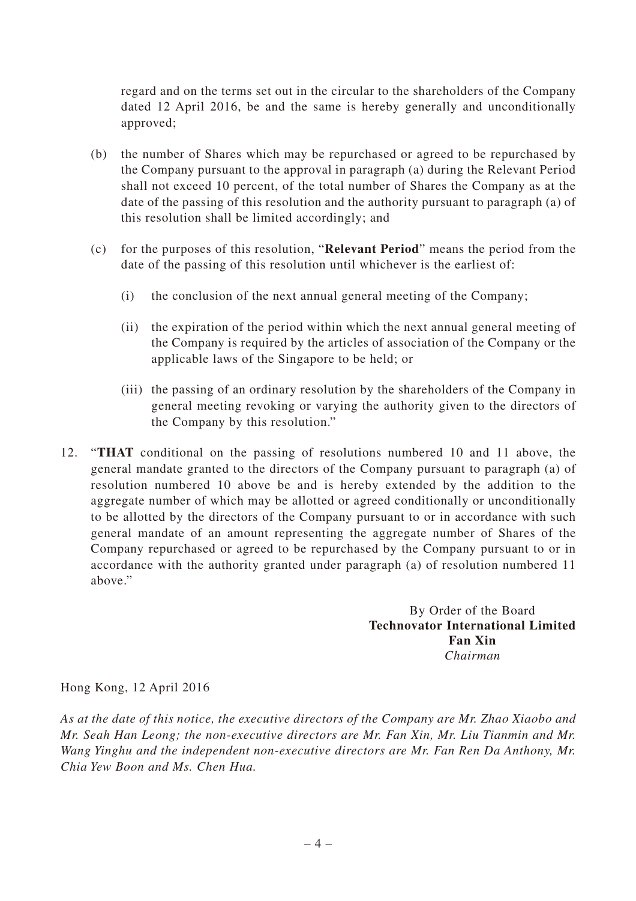regard and on the terms set out in the circular to the shareholders of the Company dated 12 April 2016, be and the same is hereby generally and unconditionally approved;

(b) the number of Shares which may be repurchased or agreed to be repurchased by the Company pursuant to the approval in paragraph (a) during the Relevant Period shall not exceed 10 percent, of the total number of Shares the Company as at the date of the passing of this resolution and the authority pursuant to paragraph (a) of this resolution shall be limited accordingly; and

(c) for the purposes of this resolution, "**Relevant Period**" means the period from the date of the passing of this resolution until whichever is the earliest of:

  (i) the conclusion of the next annual general meeting of the Company;

  (ii) the expiration of the period within which the next annual general meeting of the Company is required by the articles of association of the Company or the applicable laws of the Singapore to be held; or

  (iii) the passing of an ordinary resolution by the shareholders of the Company in general meeting revoking or varying the authority given to the directors of the Company by this resolution."

12. "**THAT** conditional on the passing of resolutions numbered 10 and 11 above, the general mandate granted to the directors of the Company pursuant to paragraph (a) of resolution numbered 10 above be and is hereby extended by the addition to the aggregate number of which may be allotted or agreed conditionally or unconditionally to be allotted by the directors of the Company pursuant to or in accordance with such general mandate of an amount representing the aggregate number of Shares of the Company repurchased or agreed to be repurchased by the Company pursuant to or in accordance with the authority granted under paragraph (a) of resolution numbered 11 above."

By Order of the Board
**Technovator International Limited**
**Fan Xin**
*Chairman*

Hong Kong, 12 April 2016

*As at the date of this notice, the executive directors of the Company are Mr. Zhao Xiaobo and Mr. Seah Han Leong; the non-executive directors are Mr. Fan Xin, Mr. Liu Tianmin and Mr. Wang Yinghu and the independent non-executive directors are Mr. Fan Ren Da Anthony, Mr. Chia Yew Boon and Ms. Chen Hua.*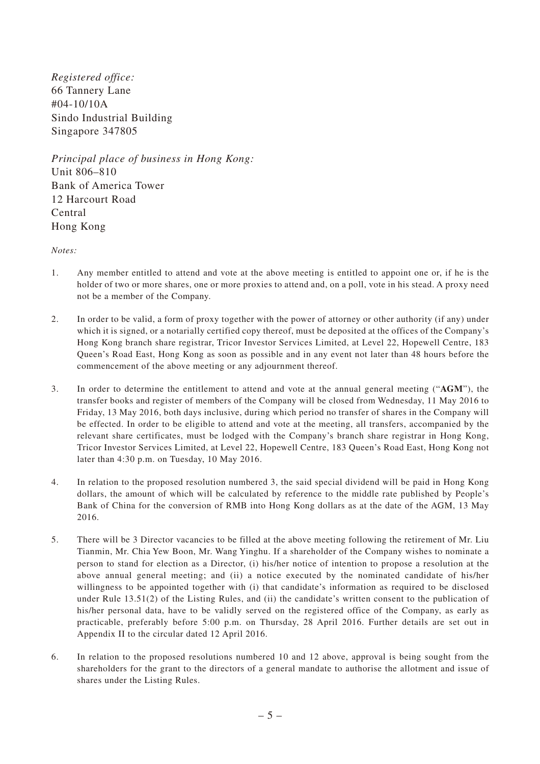*Registered office:*
66 Tannery Lane
#04-10/10A
Sindo Industrial Building
Singapore 347805

*Principal place of business in Hong Kong:*
Unit 806–810
Bank of America Tower
12 Harcourt Road
Central
Hong Kong

*Notes:*

1. Any member entitled to attend and vote at the above meeting is entitled to appoint one or, if he is the holder of two or more shares, one or more proxies to attend and, on a poll, vote in his stead. A proxy need not be a member of the Company.

2. In order to be valid, a form of proxy together with the power of attorney or other authority (if any) under which it is signed, or a notarially certified copy thereof, must be deposited at the offices of the Company's Hong Kong branch share registrar, Tricor Investor Services Limited, at Level 22, Hopewell Centre, 183 Queen's Road East, Hong Kong as soon as possible and in any event not later than 48 hours before the commencement of the above meeting or any adjournment thereof.

3. In order to determine the entitlement to attend and vote at the annual general meeting ("**AGM**"), the transfer books and register of members of the Company will be closed from Wednesday, 11 May 2016 to Friday, 13 May 2016, both days inclusive, during which period no transfer of shares in the Company will be effected. In order to be eligible to attend and vote at the meeting, all transfers, accompanied by the relevant share certificates, must be lodged with the Company's branch share registrar in Hong Kong, Tricor Investor Services Limited, at Level 22, Hopewell Centre, 183 Queen's Road East, Hong Kong not later than 4:30 p.m. on Tuesday, 10 May 2016.

4. In relation to the proposed resolution numbered 3, the said special dividend will be paid in Hong Kong dollars, the amount of which will be calculated by reference to the middle rate published by People's Bank of China for the conversion of RMB into Hong Kong dollars as at the date of the AGM, 13 May 2016.

5. There will be 3 Director vacancies to be filled at the above meeting following the retirement of Mr. Liu Tianmin, Mr. Chia Yew Boon, Mr. Wang Yinghu. If a shareholder of the Company wishes to nominate a person to stand for election as a Director, (i) his/her notice of intention to propose a resolution at the above annual general meeting; and (ii) a notice executed by the nominated candidate of his/her willingness to be appointed together with (i) that candidate's information as required to be disclosed under Rule 13.51(2) of the Listing Rules, and (ii) the candidate's written consent to the publication of his/her personal data, have to be validly served on the registered office of the Company, as early as practicable, preferably before 5:00 p.m. on Thursday, 28 April 2016. Further details are set out in Appendix II to the circular dated 12 April 2016.

6. In relation to the proposed resolutions numbered 10 and 12 above, approval is being sought from the shareholders for the grant to the directors of a general mandate to authorise the allotment and issue of shares under the Listing Rules.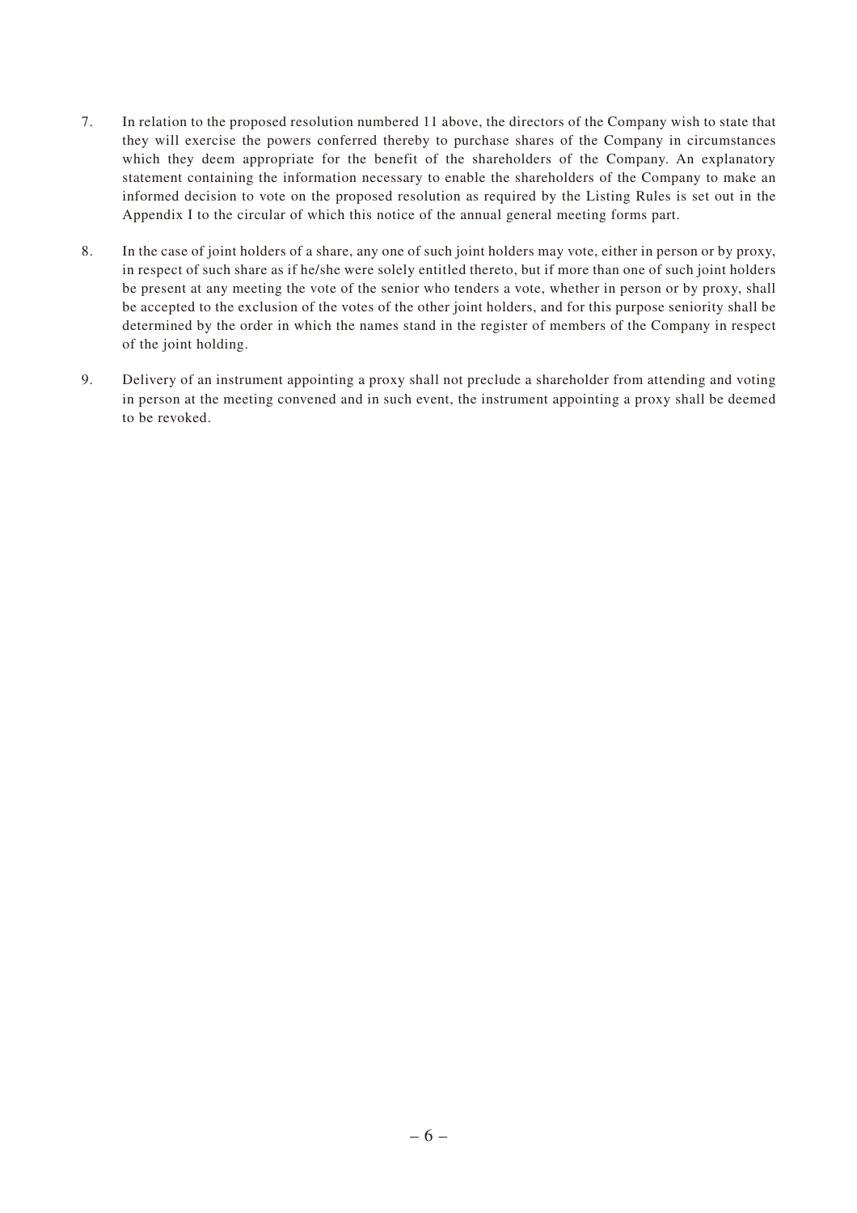7. In relation to the proposed resolution numbered 11 above, the directors of the Company wish to state that they will exercise the powers conferred thereby to purchase shares of the Company in circumstances which they deem appropriate for the benefit of the shareholders of the Company. An explanatory statement containing the information necessary to enable the shareholders of the Company to make an informed decision to vote on the proposed resolution as required by the Listing Rules is set out in the Appendix I to the circular of which this notice of the annual general meeting forms part.

8. In the case of joint holders of a share, any one of such joint holders may vote, either in person or by proxy, in respect of such share as if he/she were solely entitled thereto, but if more than one of such joint holders be present at any meeting the vote of the senior who tenders a vote, whether in person or by proxy, shall be accepted to the exclusion of the votes of the other joint holders, and for this purpose seniority shall be determined by the order in which the names stand in the register of members of the Company in respect of the joint holding.

9. Delivery of an instrument appointing a proxy shall not preclude a shareholder from attending and voting in person at the meeting convened and in such event, the instrument appointing a proxy shall be deemed to be revoked.